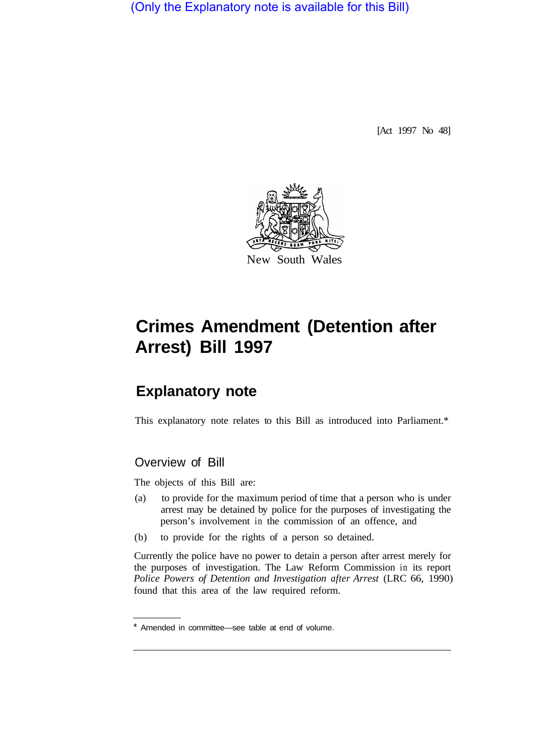(Only the Explanatory note is available for this Bill)

[Act 1997 No 48]

New South Wales

# Crimes Amendment (Detention after Arrest) Bill 1997

## Explanatory note

This explanatory note relates to this Bill as introduced into Parliament.*

### Overview of Bill

The objects of this Bill are:

(a) to provide for the maximum period of time that a person who is under arrest may be detained by police for the purposes of investigating the person's involvement in the commission of an offence, and

(b) to provide for the rights of a person so detained.

Currently the police have no power to detain a person after arrest merely for the purposes of investigation. The Law Reform Commission in its report *Police Powers of Detention and Investigation after Arrest* (LRC 66, 1990) found that this area of the law required reform.

* Amended in committee—see table at end of volume.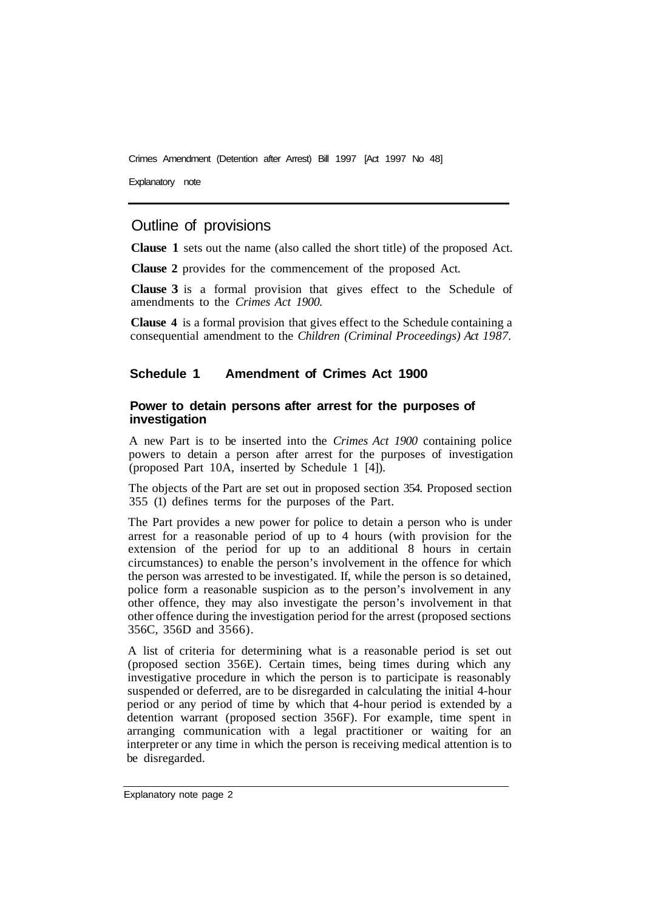## Outline of provisions

**Clause 1** sets out the name (also called the short title) of the proposed Act.

**Clause 2** provides for the commencement of the proposed Act.

**Clause 3** is a formal provision that gives effect to the Schedule of amendments to the *Crimes Act 1900.*

**Clause 4** is a formal provision that gives effect to the Schedule containing a consequential amendment to the *Children (Criminal Proceedings) Act 1987.*

### Schedule 1 Amendment of Crimes Act 1900

#### Power to detain persons after arrest for the purposes of investigation

A new Part is to be inserted into the *Crimes Act 1900* containing police powers to detain a person after arrest for the purposes of investigation (proposed Part 10A, inserted by Schedule 1 [4]).

The objects of the Part are set out in proposed section 354. Proposed section 355 (1) defines terms for the purposes of the Part.

The Part provides a new power for police to detain a person who is under arrest for a reasonable period of up to 4 hours (with provision for the extension of the period for up to an additional 8 hours in certain circumstances) to enable the person's involvement in the offence for which the person was arrested to be investigated. If, while the person is so detained, police form a reasonable suspicion as to the person's involvement in any other offence, they may also investigate the person's involvement in that other offence during the investigation period for the arrest (proposed sections 356C, 356D and 3566).

A list of criteria for determining what is a reasonable period is set out (proposed section 356E). Certain times, being times during which any investigative procedure in which the person is to participate is reasonably suspended or deferred, are to be disregarded in calculating the initial 4-hour period or any period of time by which that 4-hour period is extended by a detention warrant (proposed section 356F). For example, time spent in arranging communication with a legal practitioner or waiting for an interpreter or any time in which the person is receiving medical attention is to be disregarded.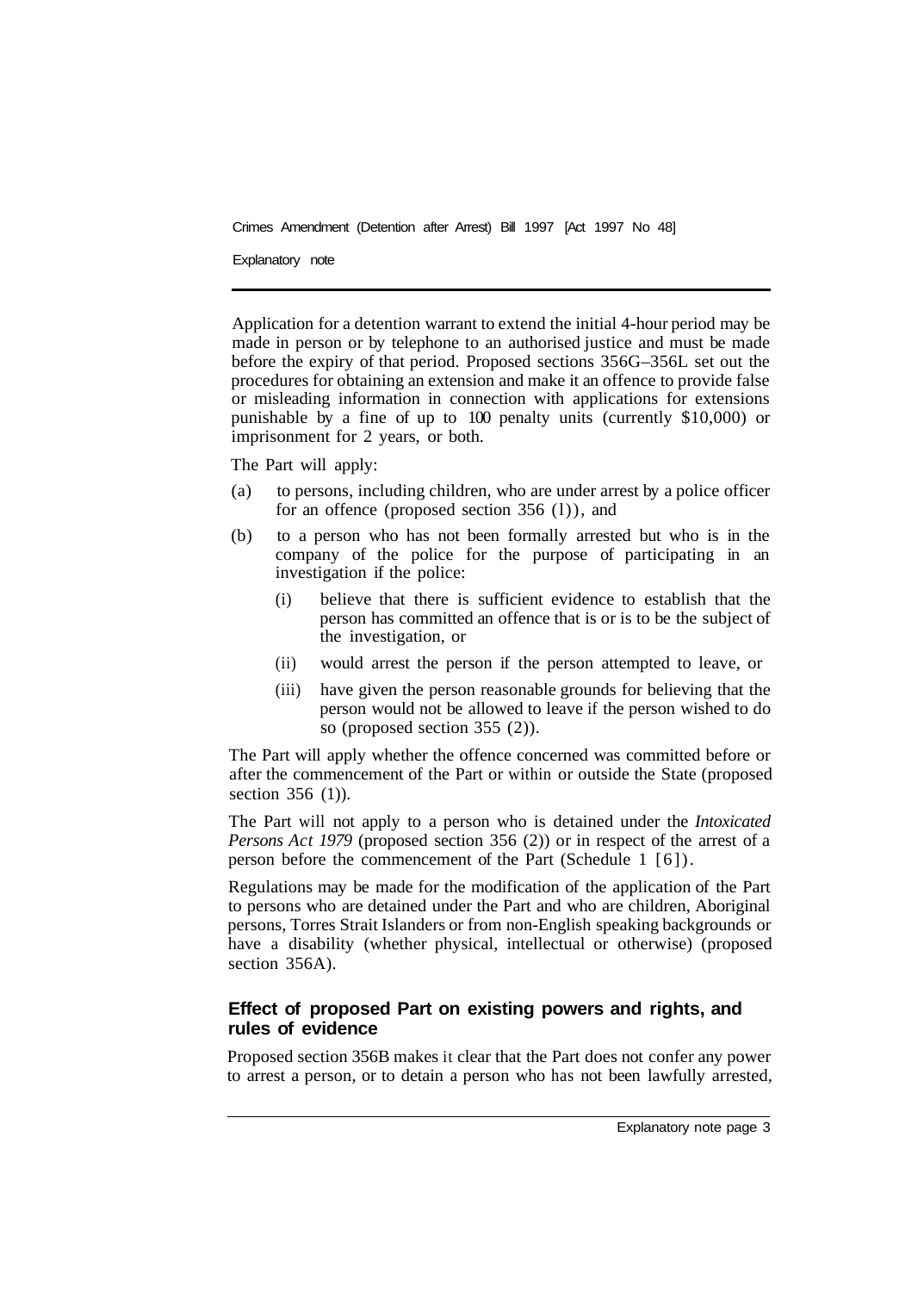Application for a detention warrant to extend the initial 4-hour period may be made in person or by telephone to an authorised justice and must be made before the expiry of that period. Proposed sections 356G–356L set out the procedures for obtaining an extension and make it an offence to provide false or misleading information in connection with applications for extensions punishable by a fine of up to 100 penalty units (currently $10,000) or imprisonment for 2 years, or both.

The Part will apply:

(a) to persons, including children, who are under arrest by a police officer for an offence (proposed section 356 (1)), and

(b) to a person who has not been formally arrested but who is in the company of the police for the purpose of participating in an investigation if the police:

  (i) believe that there is sufficient evidence to establish that the person has committed an offence that is or is to be the subject of the investigation, or

  (ii) would arrest the person if the person attempted to leave, or

  (iii) have given the person reasonable grounds for believing that the person would not be allowed to leave if the person wished to do so (proposed section 355 (2)).

The Part will apply whether the offence concerned was committed before or after the commencement of the Part or within or outside the State (proposed section 356 (1)).

The Part will not apply to a person who is detained under the *Intoxicated Persons Act 1979* (proposed section 356 (2)) or in respect of the arrest of a person before the commencement of the Part (Schedule 1 [6]).

Regulations may be made for the modification of the application of the Part to persons who are detained under the Part and who are children, Aboriginal persons, Torres Strait Islanders or from non-English speaking backgrounds or have a disability (whether physical, intellectual or otherwise) (proposed section 356A).

### Effect of proposed Part on existing powers and rights, and rules of evidence

Proposed section 356B makes it clear that the Part does not confer any power to arrest a person, or to detain a person who has not been lawfully arrested,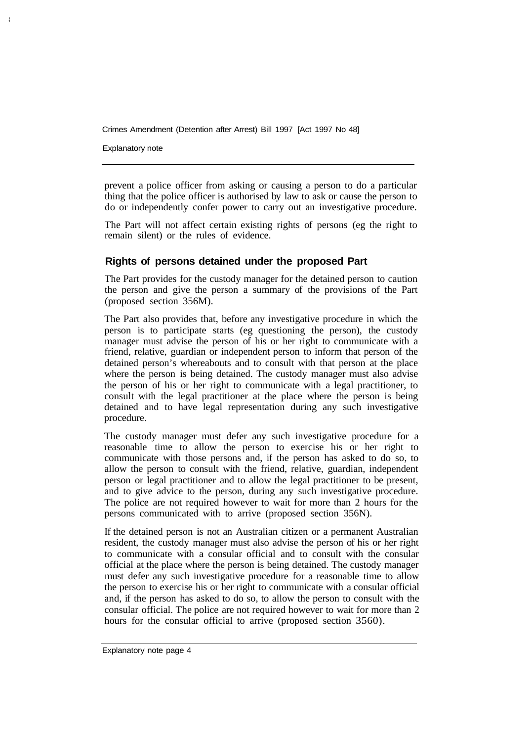prevent a police officer from asking or causing a person to do a particular thing that the police officer is authorised by law to ask or cause the person to do or independently confer power to carry out an investigative procedure.

The Part will not affect certain existing rights of persons (eg the right to remain silent) or the rules of evidence.

### Rights of persons detained under the proposed Part

The Part provides for the custody manager for the detained person to caution the person and give the person a summary of the provisions of the Part (proposed section 356M).

The Part also provides that, before any investigative procedure in which the person is to participate starts (eg questioning the person), the custody manager must advise the person of his or her right to communicate with a friend, relative, guardian or independent person to inform that person of the detained person's whereabouts and to consult with that person at the place where the person is being detained. The custody manager must also advise the person of his or her right to communicate with a legal practitioner, to consult with the legal practitioner at the place where the person is being detained and to have legal representation during any such investigative procedure.

The custody manager must defer any such investigative procedure for a reasonable time to allow the person to exercise his or her right to communicate with those persons and, if the person has asked to do so, to allow the person to consult with the friend, relative, guardian, independent person or legal practitioner and to allow the legal practitioner to be present, and to give advice to the person, during any such investigative procedure. The police are not required however to wait for more than 2 hours for the persons communicated with to arrive (proposed section 356N).

If the detained person is not an Australian citizen or a permanent Australian resident, the custody manager must also advise the person of his or her right to communicate with a consular official and to consult with the consular official at the place where the person is being detained. The custody manager must defer any such investigative procedure for a reasonable time to allow the person to exercise his or her right to communicate with a consular official and, if the person has asked to do so, to allow the person to consult with the consular official. The police are not required however to wait for more than 2 hours for the consular official to arrive (proposed section 356O).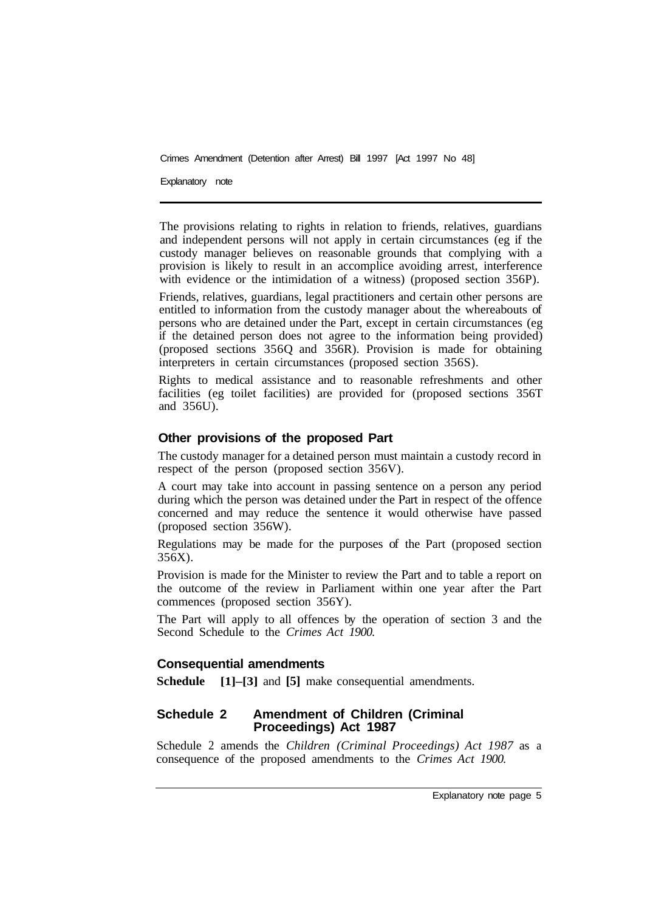The provisions relating to rights in relation to friends, relatives, guardians and independent persons will not apply in certain circumstances (eg if the custody manager believes on reasonable grounds that complying with a provision is likely to result in an accomplice avoiding arrest, interference with evidence or the intimidation of a witness) (proposed section 356P).

Friends, relatives, guardians, legal practitioners and certain other persons are entitled to information from the custody manager about the whereabouts of persons who are detained under the Part, except in certain circumstances (eg if the detained person does not agree to the information being provided) (proposed sections 356Q and 356R). Provision is made for obtaining interpreters in certain circumstances (proposed section 356S).

Rights to medical assistance and to reasonable refreshments and other facilities (eg toilet facilities) are provided for (proposed sections 356T and 356U).

### Other provisions of the proposed Part

The custody manager for a detained person must maintain a custody record in respect of the person (proposed section 356V).

A court may take into account in passing sentence on a person any period during which the person was detained under the Part in respect of the offence concerned and may reduce the sentence it would otherwise have passed (proposed section 356W).

Regulations may be made for the purposes of the Part (proposed section 356X).

Provision is made for the Minister to review the Part and to table a report on the outcome of the review in Parliament within one year after the Part commences (proposed section 356Y).

The Part will apply to all offences by the operation of section 3 and the Second Schedule to the *Crimes Act 1900*.

### Consequential amendments

**Schedule [1]–[3]** and **[5]** make consequential amendments.

## Schedule 2 Amendment of Children (Criminal Proceedings) Act 1987

Schedule 2 amends the *Children (Criminal Proceedings) Act 1987* as a consequence of the proposed amendments to the *Crimes Act 1900*.